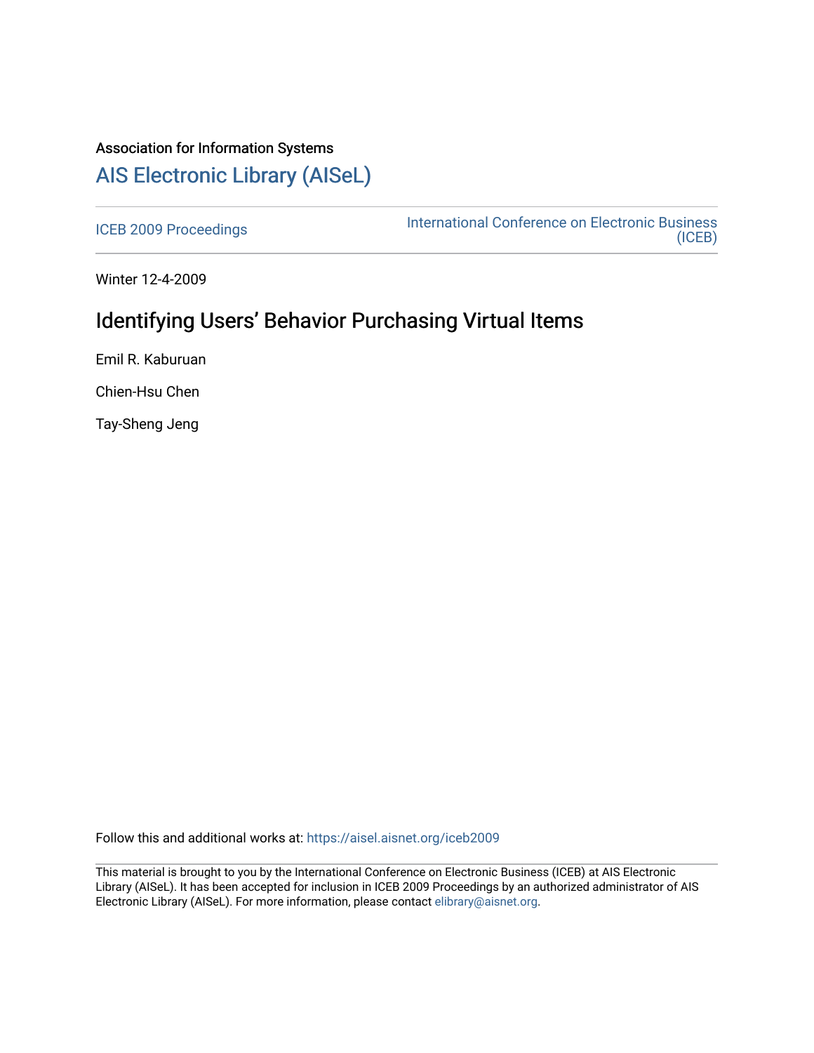Association for Information Systems

# AIS Electronic Library (AISeL)

ICEB 2009 Proceedings

International Conference on Electronic Business (ICEB)

Winter 12-4-2009

## Identifying Users' Behavior Purchasing Virtual Items

Emil R. Kaburuan

Chien-Hsu Chen

Tay-Sheng Jeng

Follow this and additional works at: https://aisel.aisnet.org/iceb2009

This material is brought to you by the International Conference on Electronic Business (ICEB) at AIS Electronic Library (AISeL). It has been accepted for inclusion in ICEB 2009 Proceedings by an authorized administrator of AIS Electronic Library (AISeL). For more information, please contact elibrary@aisnet.org.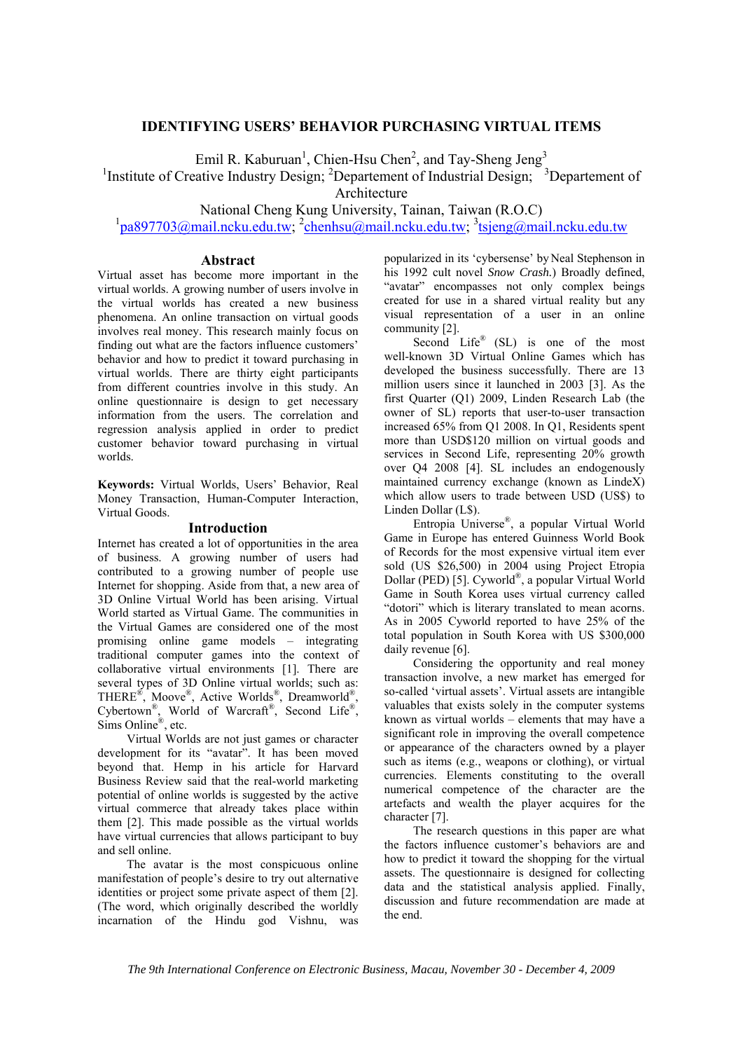# IDENTIFYING USERS' BEHAVIOR PURCHASING VIRTUAL ITEMS

Emil R. Kaburuan[1], Chien-Hsu Chen[2], and Tay-Sheng Jeng[3]

[1]Institute of Creative Industry Design; [2]Depertement of Industrial Design; [3]Depertement of Architecture

National Cheng Kung University, Tainan, Taiwan (R.O.C)

[1]pa897703@mail.ncku.edu.tw; [2]chenhsu@mail.ncku.edu.tw; [3]tsjeng@mail.ncku.edu.tw

## Abstract

Virtual asset has become more important in the virtual worlds. A growing number of users involve in the virtual worlds has created a new business phenomena. An online transaction on virtual goods involves real money. This research mainly focus on finding out what are the factors influence customers' behavior and how to predict it toward purchasing in virtual worlds. There are thirty eight participants from different countries involve in this study. An online questionnaire is design to get necessary information from the users. The correlation and regression analysis applied in order to predict customer behavior toward purchasing in virtual worlds.

**Keywords:** Virtual Worlds, Users' Behavior, Real Money Transaction, Human-Computer Interaction, Virtual Goods.

## Introduction

Internet has created a lot of opportunities in the area of business. A growing number of users had contributed to a growing number of people use Internet for shopping. Aside from that, a new area of 3D Online Virtual World has been arising. Virtual World started as Virtual Game. The communities in the Virtual Games are considered one of the most promising online game models – integrating traditional computer games into the context of collaborative virtual environments [1]. There are several types of 3D Online virtual worlds; such as: THERE®, Moove®, Active Worlds®, Dreamworld®, Cybertown®, World of Warcraft®, Second Life®, Sims Online®, etc.

Virtual Worlds are not just games or character development for its "avatar". It has been moved beyond that. Hemp in his article for Harvard Business Review said that the real-world marketing potential of online worlds is suggested by the active virtual commerce that already takes place within them [2]. This made possible as the virtual worlds have virtual currencies that allows participant to buy and sell online.

The avatar is the most conspicuous online manifestation of people's desire to try out alternative identities or project some private aspect of them [2]. (The word, which originally described the worldly incarnation of the Hindu god Vishnu, was popularized in its 'cybersense' by Neal Stephenson in his 1992 cult novel *Snow Crash*.) Broadly defined, "avatar" encompasses not only complex beings created for use in a shared virtual reality but any visual representation of a user in an online community [2].

Second Life® (SL) is one of the most well-known 3D Virtual Online Games which has developed the business successfully. There are 13 million users since it launched in 2003 [3]. As the first Quarter (Q1) 2009, Linden Research Lab (the owner of SL) reports that user-to-user transaction increased 65% from Q1 2008. In Q1, Residents spent more than USD$120 million on virtual goods and services in Second Life, representing 20% growth over Q4 2008 [4]. SL includes an endogenously maintained currency exchange (known as LindeX) which allow users to trade between USD (US$) to Linden Dollar (L$).

Entropia Universe®, a popular Virtual World Game in Europe has entered Guinness World Book of Records for the most expensive virtual item ever sold (US $26,500) in 2004 using Project Etropia Dollar (PED) [5]. Cyworld®, a popular Virtual World Game in South Korea uses virtual currency called "dotori" which is literary translated to mean acorns. As in 2005 Cyworld reported to have 25% of the total population in South Korea with US $300,000 daily revenue [6].

Considering the opportunity and real money transaction involve, a new market has emerged for so-called 'virtual assets'. Virtual assets are intangible valuables that exists solely in the computer systems known as virtual worlds – elements that may have a significant role in improving the overall competence or appearance of the characters owned by a player such as items (e.g., weapons or clothing), or virtual currencies. Elements constituting to the overall numerical competence of the character are the artefacts and wealth the player acquires for the character [7].

The research questions in this paper are what the factors influence customer's behaviors are and how to predict it toward the shopping for the virtual assets. The questionnaire is designed for collecting data and the statistical analysis applied. Finally, discussion and future recommendation are made at the end.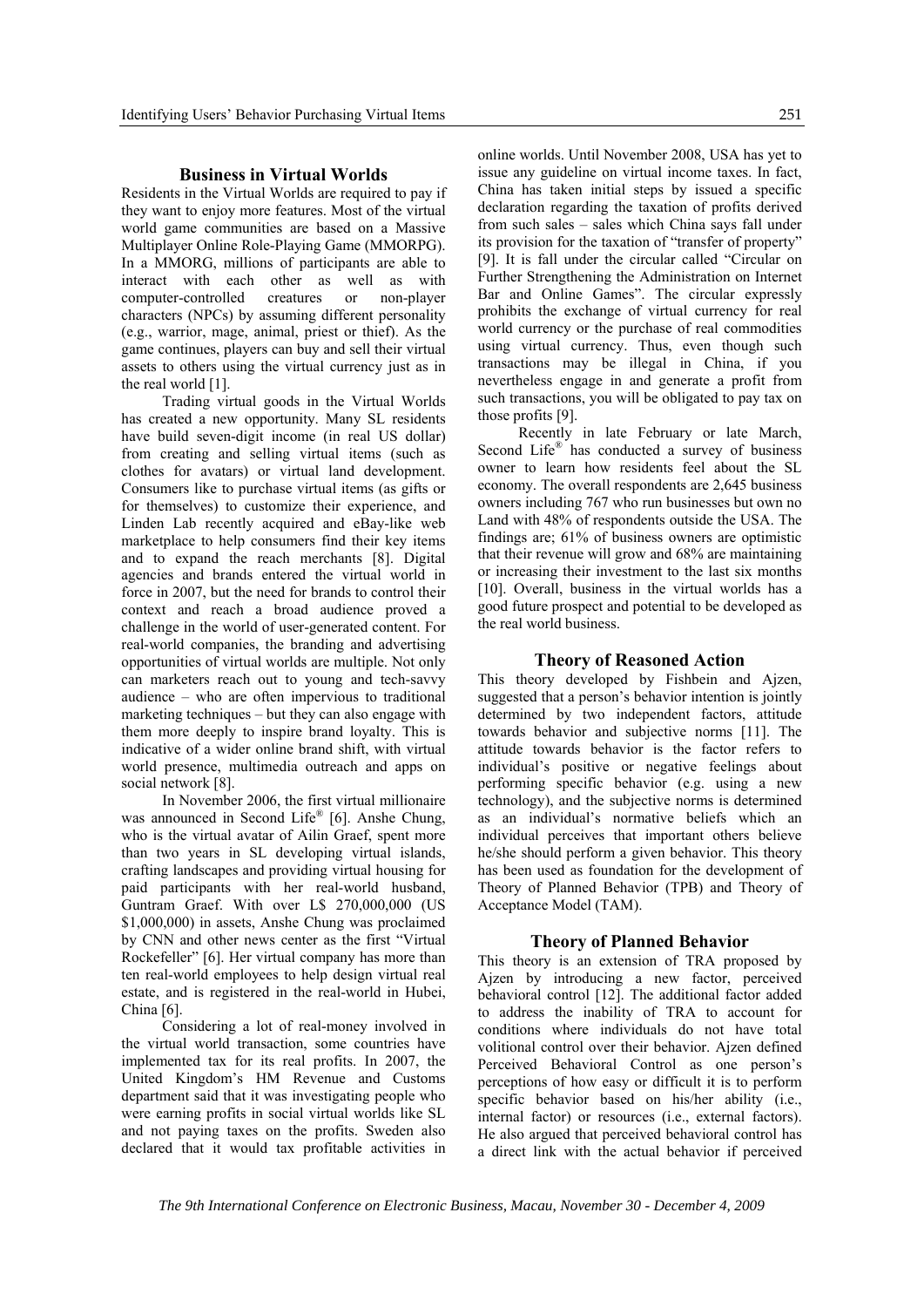## Business in Virtual Worlds

Residents in the Virtual Worlds are required to pay if they want to enjoy more features. Most of the virtual world game communities are based on a Massive Multiplayer Online Role-Playing Game (MMORPG). In a MMORG, millions of participants are able to interact with each other as well as with computer-controlled creatures or non-player characters (NPCs) by assuming different personality (e.g., warrior, mage, animal, priest or thief). As the game continues, players can buy and sell their virtual assets to others using the virtual currency just as in the real world [1].

Trading virtual goods in the Virtual Worlds has created a new opportunity. Many SL residents have build seven-digit income (in real US dollar) from creating and selling virtual items (such as clothes for avatars) or virtual land development. Consumers like to purchase virtual items (as gifts or for themselves) to customize their experience, and Linden Lab recently acquired and eBay-like web marketplace to help consumers find their key items and to expand the reach merchants [8]. Digital agencies and brands entered the virtual world in force in 2007, but the need for brands to control their context and reach a broad audience proved a challenge in the world of user-generated content. For real-world companies, the branding and advertising opportunities of virtual worlds are multiple. Not only can marketers reach out to young and tech-savvy audience – who are often impervious to traditional marketing techniques – but they can also engage with them more deeply to inspire brand loyalty. This is indicative of a wider online brand shift, with virtual world presence, multimedia outreach and apps on social network [8].

In November 2006, the first virtual millionaire was announced in Second Life® [6]. Anshe Chung, who is the virtual avatar of Ailin Graef, spent more than two years in SL developing virtual islands, crafting landscapes and providing virtual housing for paid participants with her real-world husband, Guntram Graef. With over L$ 270,000,000 (US $1,000,000) in assets, Anshe Chung was proclaimed by CNN and other news center as the first "Virtual Rockefeller" [6]. Her virtual company has more than ten real-world employees to help design virtual real estate, and is registered in the real-world in Hubei, China [6].

Considering a lot of real-money involved in the virtual world transaction, some countries have implemented tax for its real profits. In 2007, the United Kingdom's HM Revenue and Customs department said that it was investigating people who were earning profits in social virtual worlds like SL and not paying taxes on the profits. Sweden also declared that it would tax profitable activities in online worlds. Until November 2008, USA has yet to issue any guideline on virtual income taxes. In fact, China has taken initial steps by issued a specific declaration regarding the taxation of profits derived from such sales – sales which China says fall under its provision for the taxation of "transfer of property" [9]. It is fall under the circular called "Circular on Further Strengthening the Administration on Internet Bar and Online Games". The circular expressly prohibits the exchange of virtual currency for real world currency or the purchase of real commodities using virtual currency. Thus, even though such transactions may be illegal in China, if you nevertheless engage in and generate a profit from such transactions, you will be obligated to pay tax on those profits [9].

Recently in late February or late March, Second Life® has conducted a survey of business owner to learn how residents feel about the SL economy. The overall respondents are 2,645 business owners including 767 who run businesses but own no Land with 48% of respondents outside the USA. The findings are; 61% of business owners are optimistic that their revenue will grow and 68% are maintaining or increasing their investment to the last six months [10]. Overall, business in the virtual worlds has a good future prospect and potential to be developed as the real world business.

## Theory of Reasoned Action

This theory developed by Fishbein and Ajzen, suggested that a person's behavior intention is jointly determined by two independent factors, attitude towards behavior and subjective norms [11]. The attitude towards behavior is the factor refers to individual's positive or negative feelings about performing specific behavior (e.g. using a new technology), and the subjective norms is determined as an individual's normative beliefs which an individual perceives that important others believe he/she should perform a given behavior. This theory has been used as foundation for the development of Theory of Planned Behavior (TPB) and Theory of Acceptance Model (TAM).

## Theory of Planned Behavior

This theory is an extension of TRA proposed by Ajzen by introducing a new factor, perceived behavioral control [12]. The additional factor added to address the inability of TRA to account for conditions where individuals do not have total volitional control over their behavior. Ajzen defined Perceived Behavioral Control as one person's perceptions of how easy or difficult it is to perform specific behavior based on his/her ability (i.e., internal factor) or resources (i.e., external factors). He also argued that perceived behavioral control has a direct link with the actual behavior if perceived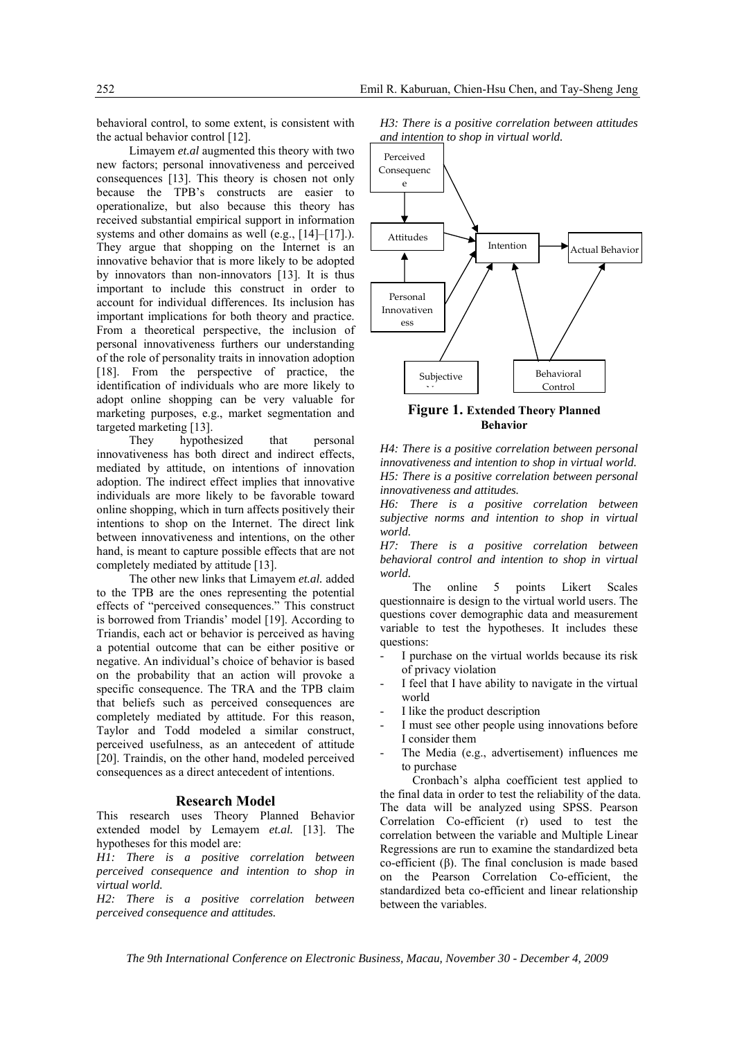behavioral control, to some extent, is consistent with the actual behavior control [12].

Limayem *et.al* augmented this theory with two new factors; personal innovativeness and perceived consequences [13]. This theory is chosen not only because the TPB's constructs are easier to operationalize, but also because this theory has received substantial empirical support in information systems and other domains as well (e.g., [14]–[17].). They argue that shopping on the Internet is an innovative behavior that is more likely to be adopted by innovators than non-innovators [13]. It is thus important to include this construct in order to account for individual differences. Its inclusion has important implications for both theory and practice. From a theoretical perspective, the inclusion of personal innovativeness furthers our understanding of the role of personality traits in innovation adoption [18]. From the perspective of practice, the identification of individuals who are more likely to adopt online shopping can be very valuable for marketing purposes, e.g., market segmentation and targeted marketing [13].

They hypothesized that personal innovativeness has both direct and indirect effects, mediated by attitude, on intentions of innovation adoption. The indirect effect implies that innovative individuals are more likely to be favorable toward online shopping, which in turn affects positively their intentions to shop on the Internet. The direct link between innovativeness and intentions, on the other hand, is meant to capture possible effects that are not completely mediated by attitude [13].

The other new links that Limayem *et.al.* added to the TPB are the ones representing the potential effects of "perceived consequences." This construct is borrowed from Triandis' model [19]. According to Triandis, each act or behavior is perceived as having a potential outcome that can be either positive or negative. An individual's choice of behavior is based on the probability that an action will provoke a specific consequence. The TRA and the TPB claim that beliefs such as perceived consequences are completely mediated by attitude. For this reason, Taylor and Todd modeled a similar construct, perceived usefulness, as an antecedent of attitude [20]. Traindis, on the other hand, modeled perceived consequences as a direct antecedent of intentions.

## Research Model

This research uses Theory Planned Behavior extended model by Lemayem *et.al.* [13]. The hypotheses for this model are:

*H1: There is a positive correlation between perceived consequence and intention to shop in virtual world.*

*H2: There is a positive correlation between perceived consequence and attitudes.*

*H3: There is a positive correlation between attitudes and intention to shop in virtual world.*

Perceived Consequence

Attitudes

Intention

Actual Behavior

Personal Innovativeness

Subjective Norms

Behavioral Control

**Figure 1. Extended Theory Planned Behavior**

*H4: There is a positive correlation between personal innovativeness and intention to shop in virtual world.*

*H5: There is a positive correlation between personal innovativeness and attitudes.*

*H6: There is a positive correlation between subjective norms and intention to shop in virtual world.*

*H7: There is a positive correlation between behavioral control and intention to shop in virtual world.*

The online 5 points Likert Scales questionnaire is design to the virtual world users. The questions cover demographic data and measurement variable to test the hypotheses. It includes these questions:

- I purchase on the virtual worlds because its risk of privacy violation
- I feel that I have ability to navigate in the virtual world
- I like the product description
- I must see other people using innovations before I consider them
- The Media (e.g., advertisement) influences me to purchase

Cronbach's alpha coefficient test applied to the final data in order to test the reliability of the data. The data will be analyzed using SPSS. Pearson Correlation Co-efficient (r) used to test the correlation between the variable and Multiple Linear Regressions are run to examine the standardized beta co-efficient (β). The final conclusion is made based on the Pearson Correlation Co-efficient, the standardized beta co-efficient and linear relationship between the variables.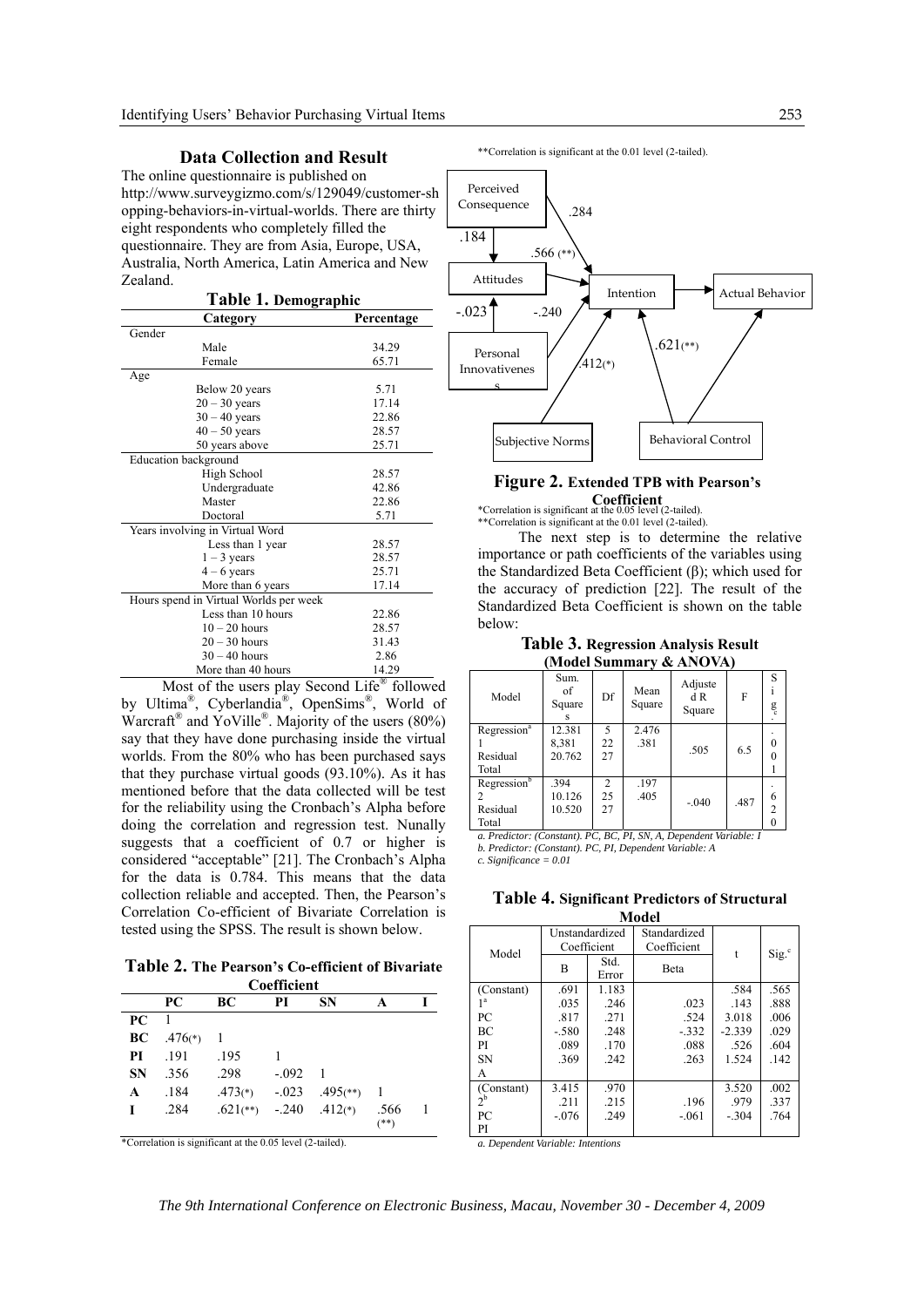### Data Collection and Result

The online questionnaire is published on http://www.surveygizmo.com/s/129049/customer-shopping-behaviors-in-virtual-worlds. There are thirty eight respondents who completely filled the questionnaire. They are from Asia, Europe, USA, Australia, North America, Latin America and New Zealand.

**Table 1. Demographic**

| Category | Percentage |
|---|---|
| Gender | |
| Male | 34.29 |
| Female | 65.71 |
| Age | |
| Below 20 years | 5.71 |
| 20 – 30 years | 17.14 |
| 30 – 40 years | 22.86 |
| 40 – 50 years | 28.57 |
| 50 years above | 25.71 |
| Education background | |
| High School | 28.57 |
| Undergraduate | 42.86 |
| Master | 22.86 |
| Doctoral | 5.71 |
| Years involving in Virtual Word | |
| Less than 1 year | 28.57 |
| 1 – 3 years | 28.57 |
| 4 – 6 years | 25.71 |
| More than 6 years | 17.14 |
| Hours spend in Virtual Worlds per week | |
| Less than 10 hours | 22.86 |
| 10 – 20 hours | 28.57 |
| 20 – 30 hours | 31.43 |
| 30 – 40 hours | 2.86 |
| More than 40 hours | 14.29 |

Most of the users play Second Life® followed by Ultima®, Cyberlandia®, OpenSims®, World of Warcraft® and YoVille®. Majority of the users (80%) say that they have done purchasing inside the virtual worlds. From the 80% who has been purchased says that they purchase virtual goods (93.10%). As it has mentioned before that the data collected will be test for the reliability using the Cronbach's Alpha before doing the correlation and regression test. Nunally suggests that a coefficient of 0.7 or higher is considered "acceptable" [21]. The Cronbach's Alpha for the data is 0.784. This means that the data collection reliable and accepted. Then, the Pearson's Correlation Co-efficient of Bivariate Correlation is tested using the SPSS. The result is shown below.

**Table 2. The Pearson's Co-efficient of Bivariate Coefficient**

| | PC | BC | PI | SN | A | I |
|---|---|---|---|---|---|---|
| **PC** | 1 | | | | | |
| **BC** | .476(*) | 1 | | | | |
| **PI** | .191 | .195 | 1 | | | |
| **SN** | .356 | .298 | -.092 | 1 | | |
| **A** | .184 | .473(*) | -.023 | .495(**) | 1 | |
| **I** | .284 | .621(**) | -.240 | .412(*) | .566 (**) | 1 |

*Correlation is significant at the 0.05 level (2-tailed).

**Correlation is significant at the 0.01 level (2-tailed).

Perceived Consequence
Attitudes
Personal Innovativeness
Subjective Norms
Behavioral Control
Intention
Actual Behavior
.284
.184
.566 (**)
-.023
-.240
.412(*)
.621(**)

**Figure 2. Extended TPB with Pearson's Coefficient**

*Correlation is significant at the 0.05 level (2-tailed).
**Correlation is significant at the 0.01 level (2-tailed).

The next step is to determine the relative importance or path coefficients of the variables using the Standardized Beta Coefficient (β); which used for the accuracy of prediction [22]. The result of the Standardized Beta Coefficient is shown on the table below:

**Table 3. Regression Analysis Result (Model Summary & ANOVA)**

| Model | Sum. of Squares | Df | Mean Square | Adjusted R Square | F | Sig.[c] |
|---|---|---|---|---|---|---|
| Regression[a] 1 | 12.381 | 5 | 2.476 | .505 | 6.5 | .001 |
| Residual | 8,381 | 22 | .381 | | | |
| Total | 20.762 | 27 | | | | |
| Regression[b] 2 | .394 | 2 | .197 | -.040 | .487 | .620 |
| Residual | 10.126 | 25 | .405 | | | |
| Total | 10.520 | 27 | | | | |

*a. Predictor: (Constant). PC, BC, PI, SN, A, Dependent Variable: I*
*b. Predictor: (Constant). PC, PI, Dependent Variable: A*
*c. Significance = 0.01*

**Table 4. Significant Predictors of Structural Model**

| Model | Unstandardized Coefficient | | Standardized Coefficient | t | Sig.[c] |
|---|---|---|---|---|---|
| | B | Std. Error | Beta | | |
| (Constant) | .691 | 1.183 | | .584 | .565 |
| 1[a] | .035 | .246 | .023 | .143 | .888 |
| PC | .817 | .271 | .524 | 3.018 | .006 |
| BC | -.580 | .248 | -.332 | -2.339 | .029 |
| PI | .089 | .170 | .088 | .526 | .604 |
| SN | .369 | .242 | .263 | 1.524 | .142 |
| A | | | | | |
| (Constant) | 3.415 | .970 | | 3.520 | .002 |
| 2[b] | .211 | .215 | .196 | .979 | .337 |
| PC | -.076 | .249 | -.061 | -.304 | .764 |
| PI | | | | | |

*a. Dependent Variable: Intentions*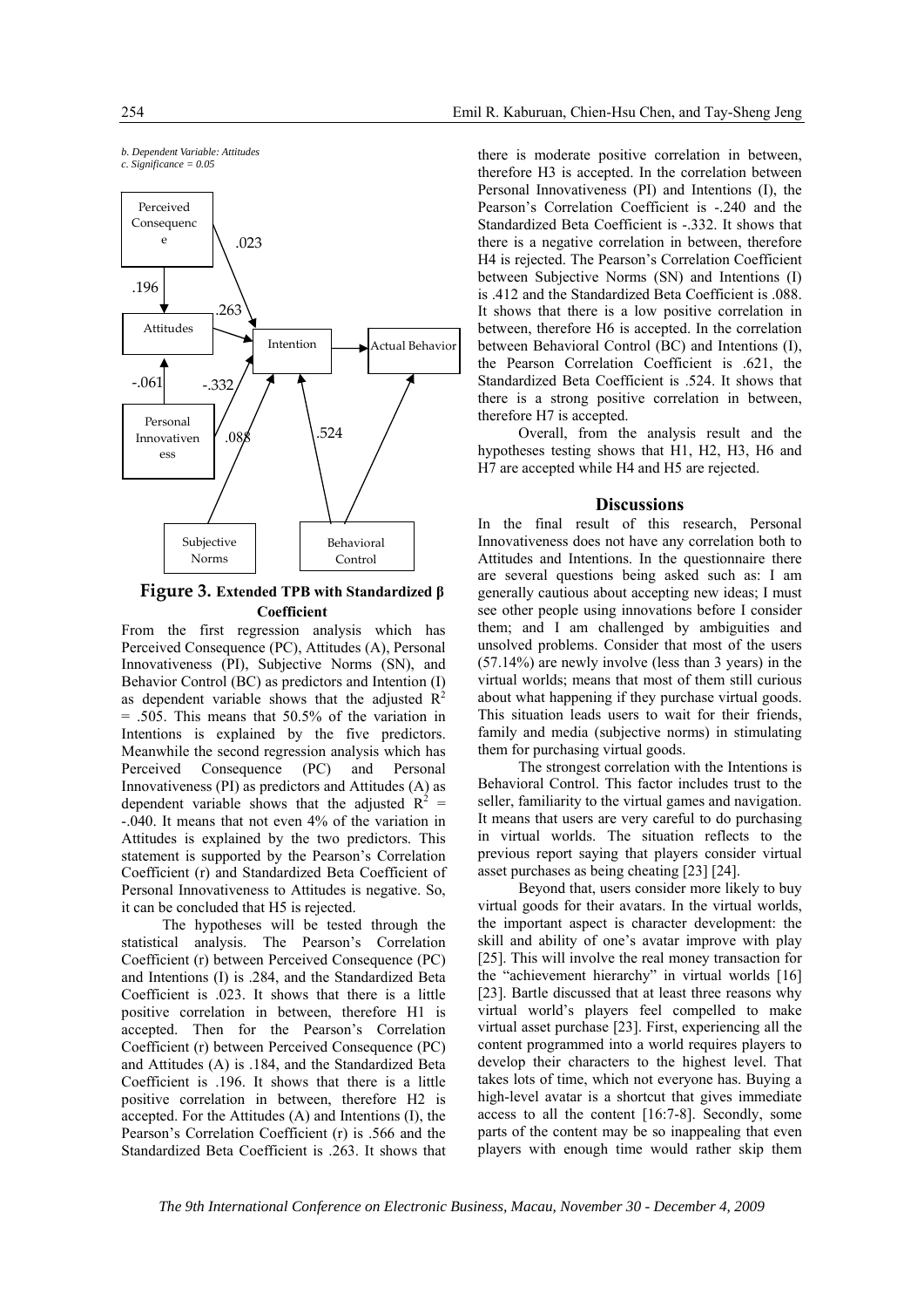*b. Dependent Variable: Attitudes*
*c. Significance = 0.05*

Perceived Consequence
.023
.196
.263
Attitudes
Intention
Actual Behavior
-.061
-.332
Personal Innovativeness
.088
.524
Subjective Norms
Behavioral Control

**Figure 3. Extended TPB with Standardized β Coefficient**

From the first regression analysis which has Perceived Consequence (PC), Attitudes (A), Personal Innovativeness (PI), Subjective Norms (SN), and Behavior Control (BC) as predictors and Intention (I) as dependent variable shows that the adjusted $R^2 = .505$. This means that 50.5% of the variation in Intentions is explained by the five predictors. Meanwhile the second regression analysis which has Perceived Consequence (PC) and Personal Innovativeness (PI) as predictors and Attitudes (A) as dependent variable shows that the adjusted $R^2 = -.040$. It means that not even 4% of the variation in Attitudes is explained by the two predictors. This statement is supported by the Pearson's Correlation Coefficient (r) and Standardized Beta Coefficient of Personal Innovativeness to Attitudes is negative. So, it can be concluded that H5 is rejected.

The hypotheses will be tested through the statistical analysis. The Pearson's Correlation Coefficient (r) between Perceived Consequence (PC) and Intentions (I) is .284, and the Standardized Beta Coefficient is .023. It shows that there is a little positive correlation in between, therefore H1 is accepted. Then for the Pearson's Correlation Coefficient (r) between Perceived Consequence (PC) and Attitudes (A) is .184, and the Standardized Beta Coefficient is .196. It shows that there is a little positive correlation in between, therefore H2 is accepted. For the Attitudes (A) and Intentions (I), the Pearson's Correlation Coefficient (r) is .566 and the Standardized Beta Coefficient is .263. It shows that there is moderate positive correlation in between, therefore H3 is accepted. In the correlation between Personal Innovativeness (PI) and Intentions (I), the Pearson's Correlation Coefficient is -.240 and the Standardized Beta Coefficient is -.332. It shows that there is a negative correlation in between, therefore H4 is rejected. The Pearson's Correlation Coefficient between Subjective Norms (SN) and Intentions (I) is .412 and the Standardized Beta Coefficient is .088. It shows that there is a low positive correlation in between, therefore H6 is accepted. In the correlation between Behavioral Control (BC) and Intentions (I), the Pearson Correlation Coefficient is .621, the Standardized Beta Coefficient is .524. It shows that there is a strong positive correlation in between, therefore H7 is accepted.

Overall, from the analysis result and the hypotheses testing shows that H1, H2, H3, H6 and H7 are accepted while H4 and H5 are rejected.

## Discussions

In the final result of this research, Personal Innovativeness does not have any correlation both to Attitudes and Intentions. In the questionnaire there are several questions being asked such as: I am generally cautious about accepting new ideas; I must see other people using innovations before I consider them; and I am challenged by ambiguities and unsolved problems. Consider that most of the users (57.14%) are newly involve (less than 3 years) in the virtual worlds; means that most of them still curious about what happening if they purchase virtual goods. This situation leads users to wait for their friends, family and media (subjective norms) in stimulating them for purchasing virtual goods.

The strongest correlation with the Intentions is Behavioral Control. This factor includes trust to the seller, familiarity to the virtual games and navigation. It means that users are very careful to do purchasing in virtual worlds. The situation reflects to the previous report saying that players consider virtual asset purchases as being cheating [23] [24].

Beyond that, users consider more likely to buy virtual goods for their avatars. In the virtual worlds, the important aspect is character development: the skill and ability of one's avatar improve with play [25]. This will involve the real money transaction for the "achievement hierarchy" in virtual worlds [16] [23]. Bartle discussed that at least three reasons why virtual world's players feel compelled to make virtual asset purchase [23]. First, experiencing all the content programmed into a world requires players to develop their characters to the highest level. That takes lots of time, which not everyone has. Buying a high-level avatar is a shortcut that gives immediate access to all the content [16:7-8]. Secondly, some parts of the content may be so inappealing that even players with enough time would rather skip them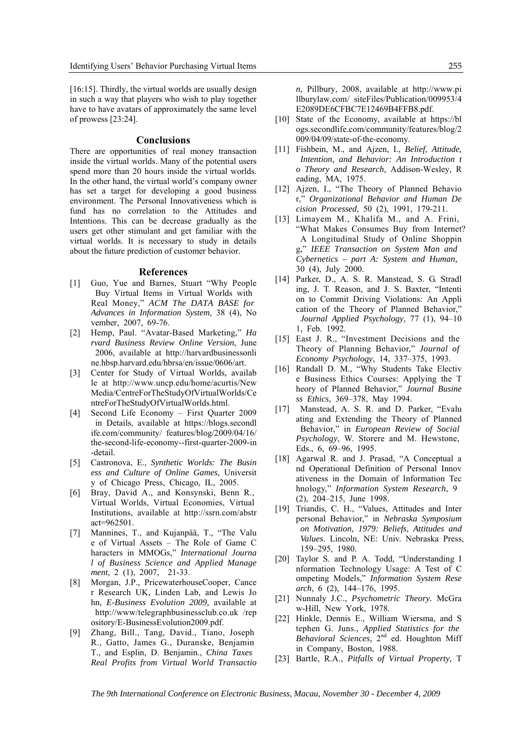[16:15]. Thirdly, the virtual worlds are usually design in such a way that players who wish to play together have to have avatars of approximately the same level of prowess [23:24].

## Conclusions

There are opportunities of real money transaction inside the virtual worlds. Many of the potential users spend more than 20 hours inside the virtual worlds. In the other hand, the virtual world's company owner has set a target for developing a good business environment. The Personal Innovativeness which is fund has no correlation to the Attitudes and Intentions. This can be decrease gradually as the users get other stimulant and get familiar with the virtual worlds. It is necessary to study in details about the future prediction of customer behavior.

## References

[1] Guo, Yue and Barnes, Stuart "Why People Buy Virtual Items in Virtual Worlds with Real Money," *ACM The DATA BASE for Advances in Information System*, 38 (4), November, 2007, 69-76.

[2] Hemp, Paul. "Avatar-Based Marketing," *Harvard Business Review Online Version*, June 2006, available at http://harvardbusinessonline.hbsp.harvard.edu/hbrsa/en/issue/0606/art.

[3] Center for Study of Virtual Worlds, available at http://www.uncp.edu/home/acurtis/NewMedia/CentreForTheStudyOfVirtualWorlds/CentreForTheStudyOfVirtualWorlds.html.

[4] Second Life Economy – First Quarter 2009 in Details, available at https://blogs.secondlife.com/community/ features/blog/2009/04/16/the-second-life-economy--first-quarter-2009-in-detail.

[5] Castronova, E., *Synthetic Worlds: The Business and Culture of Online Games,* University of Chicago Press, Chicago, IL, 2005.

[6] Bray, David A., and Konsynski, Benn R., Virtual Worlds, Virtual Economies, Virtual Institutions, available at http://ssrn.com/abstract=962501.

[7] Mannines, T., and Kujanpää, T., "The Value of Virtual Assets – The Role of Game Characters in MMOGs," *International Journal of Business Science and Applied Management,* 2 (1), 2007, 21-33.

[8] Morgan, J.P., PricewaterhouseCooper, Cancer Research UK, Linden Lab, and Lewis John, *E-Business Evolution 2009,* available at http://www/telegraphbusinessclub.co.uk /repository/E-BusinessEvolution2009.pdf.

[9] Zhang, Bill., Tang, David., Tiano, Joseph R., Gatto, James G., Duranske, Benjamin T., and Esplin, D. Benjamin., *China Taxes Real Profits from Virtual World Transaction*, Pillbury, 2008, available at http://www.pillburylaw.com/ siteFiles/Publication/009953/4E2089DE6CFBC7E12469B4FFB8.pdf.

[10] State of the Economy, available at https://blogs.secondlife.com/community/features/blog/2009/04/09/state-of-the-economy.

[11] Fishbein, M., and Ajzen, I., *Belief, Attitude, Intention, and Behavior: An Introduction to Theory and Research,* Addison-Wesley, Reading, MA, 1975.

[12] Ajzen, I., "The Theory of Planned Behavior," *Organizational Behavior and Human Decision Processed,* 50 (2), 1991, 179-211.

[13] Limayem M., Khalifa M., and A. Frini, "What Makes Consumes Buy from Internet? A Longitudinal Study of Online Shopping," *IEEE Transaction on System Man and Cybernetics – part A: System and Human,* 30 (4), July 2000.

[14] Parker, D., A. S. R. Manstead, S. G. Stradling, J. T. Reason, and J. S. Baxter, "Intention to Commit Driving Violations: An Application of the Theory of Planned Behavior," *Journal Applied Psychology*, 77 (1), 94–101, Feb. 1992.

[15] East J. R., "Investment Decisions and the Theory of Planning Behavior," *Journal of Economy Psychology*, 14, 337–375, 1993.

[16] Randall D. M., "Why Students Take Elective Business Ethics Courses: Applying the Theory of Planned Behavior," *Journal Business Ethics*, 369–378, May 1994.

[17] Manstead, A. S. R. and D. Parker, "Evaluating and Extending the Theory of Planned Behavior," in *European Review of Social Psychology*, W. Storere and M. Hewstone, Eds., 6, 69–96, 1995.

[18] Agarwal R. and J. Prasad, "A Conceptual and Operational Definition of Personal Innovativeness in the Domain of Information Technology," *Information System Research*, 9 (2), 204–215, June 1998.

[19] Triandis, C. H., "Values, Attitudes and Interpersonal Behavior," in *Nebraska Symposium on Motivation, 1979: Beliefs, Attitudes and Values*. Lincoln, NE: Univ. Nebraska Press, 159–295, 1980.

[20] Taylor S. and P. A. Todd, "Understanding Information Technology Usage: A Test of Competing Models," *Information System Research*, 6 (2), 144–176, 1995.

[21] Nunnaly J.C., *Psychometric Theory*. McGraw-Hill, New York, 1978.

[22] Hinkle, Dennis E., William Wiersma, and Stephen G. Juns., *Applied Statistics for the Behavioral Sciences,* 2nd ed. Houghton Miffin Company, Boston, 1988.

[23] Bartle, R.A., *Pitfalls of Virtual Property,* T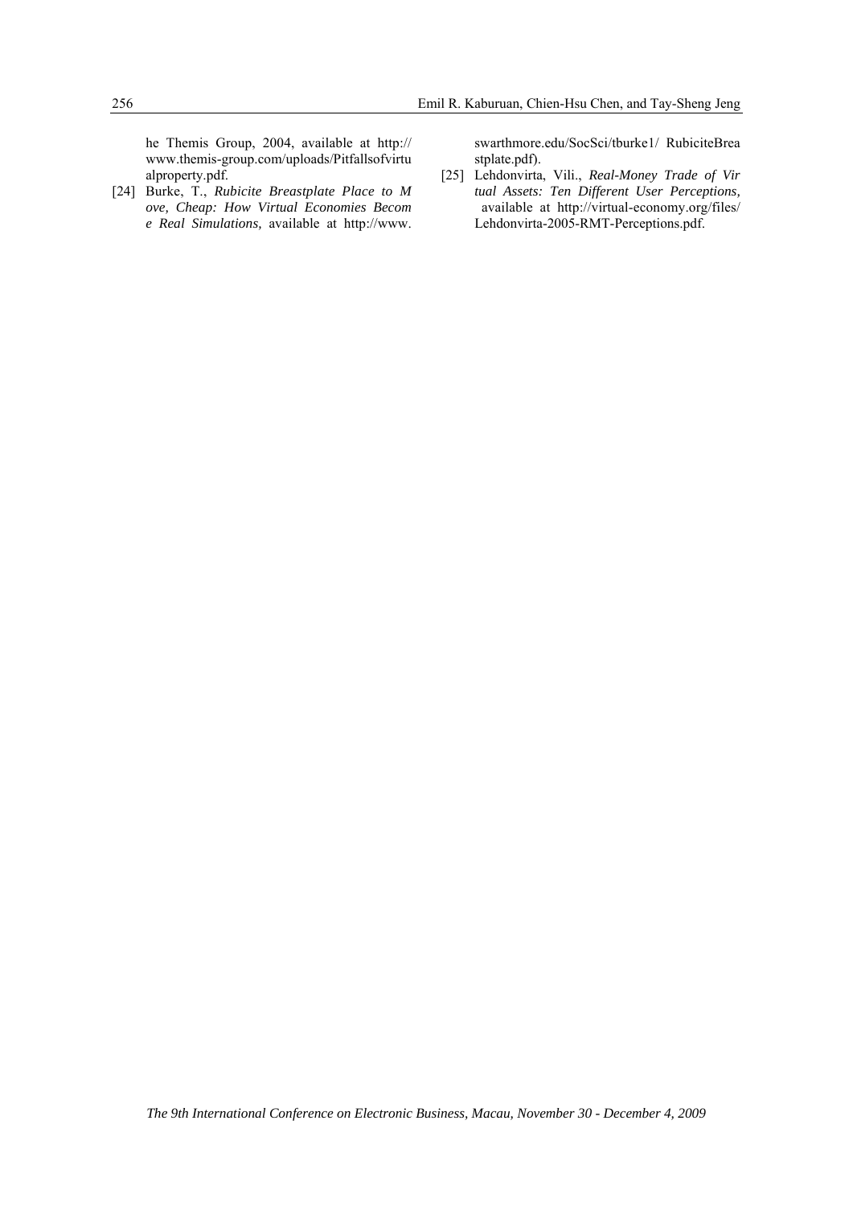he Themis Group, 2004, available at http://www.themis-group.com/uploads/Pitfallsofvirtualproperty.pdf.

[24] Burke, T., *Rubicite Breastplate Place to Move, Cheap: How Virtual Economies Become Real Simulations,* available at http://www.swarthmore.edu/SocSci/tburke1/ RubiciteBreastplate.pdf).

[25] Lehdonvirta, Vili., *Real-Money Trade of Virtual Assets: Ten Different User Perceptions,* available at http://virtual-economy.org/files/ Lehdonvirta-2005-RMT-Perceptions.pdf.